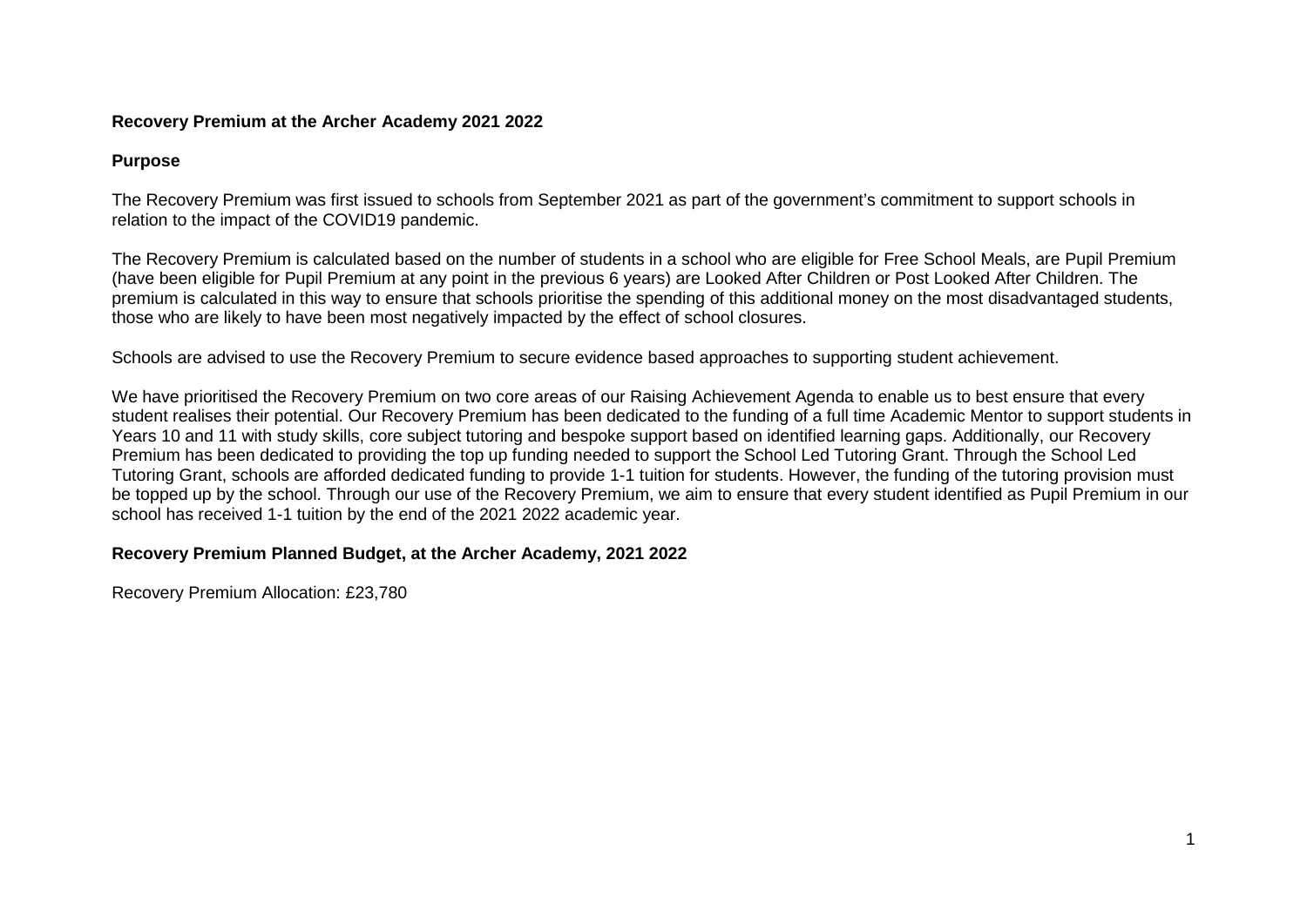**Recovery Premium at the Archer Academy 2021 2022**

**Purpose**

The Recovery Premium was first issued to schools from September 2021 as part of the government's commitment to support schools in relation to the impact of the COVID19 pandemic.

The Recovery Premium is calculated based on the number of students in a school who are eligible for Free School Meals, are Pupil Premium (have been eligible for Pupil Premium at any point in the previous 6 years) are Looked After Children or Post Looked After Children. The premium is calculated in this way to ensure that schools prioritise the spending of this additional money on the most disadvantaged students, those who are likely to have been most negatively impacted by the effect of school closures.

Schools are advised to use the Recovery Premium to secure evidence based approaches to supporting student achievement.

We have prioritised the Recovery Premium on two core areas of our Raising Achievement Agenda to enable us to best ensure that every student realises their potential. Our Recovery Premium has been dedicated to the funding of a full time Academic Mentor to support students in Years 10 and 11 with study skills, core subject tutoring and bespoke support based on identified learning gaps. Additionally, our Recovery Premium has been dedicated to providing the top up funding needed to support the School Led Tutoring Grant. Through the School Led Tutoring Grant, schools are afforded dedicated funding to provide 1-1 tuition for students. However, the funding of the tutoring provision must be topped up by the school. Through our use of the Recovery Premium, we aim to ensure that every student identified as Pupil Premium in our school has received 1-1 tuition by the end of the 2021 2022 academic year.

**Recovery Premium Planned Budget, at the Archer Academy, 2021 2022**

Recovery Premium Allocation: £23,780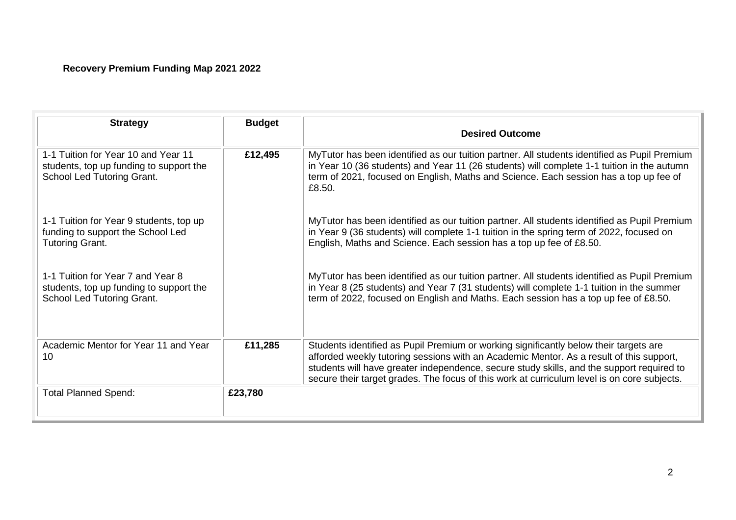**Recovery Premium Funding Map 2021 2022**

| Strategy | Budget | Desired Outcome |
|---|---|---|
| 1-1 Tuition for Year 10 and Year 11 students, top up funding to support the School Led Tutoring Grant.<br><br>1-1 Tuition for Year 9 students, top up funding to support the School Led Tutoring Grant.<br><br>1-1 Tuition for Year 7 and Year 8 students, top up funding to support the School Led Tutoring Grant. | **£12,495** | MyTutor has been identified as our tuition partner. All students identified as Pupil Premium in Year 10 (36 students) and Year 11 (26 students) will complete 1-1 tuition in the autumn term of 2021, focused on English, Maths and Science. Each session has a top up fee of £8.50.<br><br>MyTutor has been identified as our tuition partner. All students identified as Pupil Premium in Year 9 (36 students) will complete 1-1 tuition in the spring term of 2022, focused on English, Maths and Science. Each session has a top up fee of £8.50.<br><br>MyTutor has been identified as our tuition partner. All students identified as Pupil Premium in Year 8 (25 students) and Year 7 (31 students) will complete 1-1 tuition in the summer term of 2022, focused on English and Maths. Each session has a top up fee of £8.50. |
| Academic Mentor for Year 11 and Year 10 | **£11,285** | Students identified as Pupil Premium or working significantly below their targets are afforded weekly tutoring sessions with an Academic Mentor. As a result of this support, students will have greater independence, secure study skills, and the support required to secure their target grades. The focus of this work at curriculum level is on core subjects. |
| Total Planned Spend: | **£23,780** | |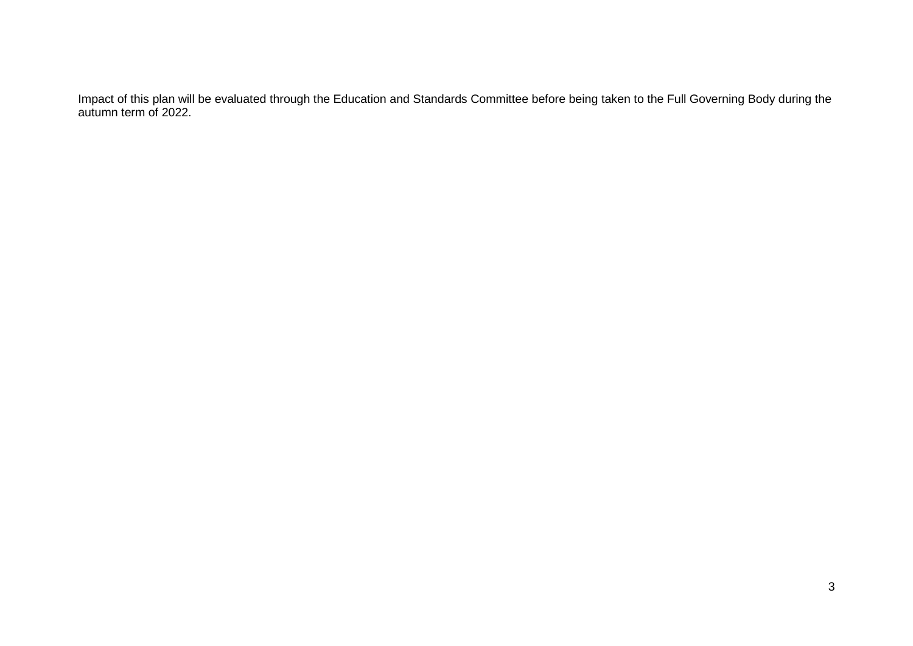Impact of this plan will be evaluated through the Education and Standards Committee before being taken to the Full Governing Body during the autumn term of 2022.